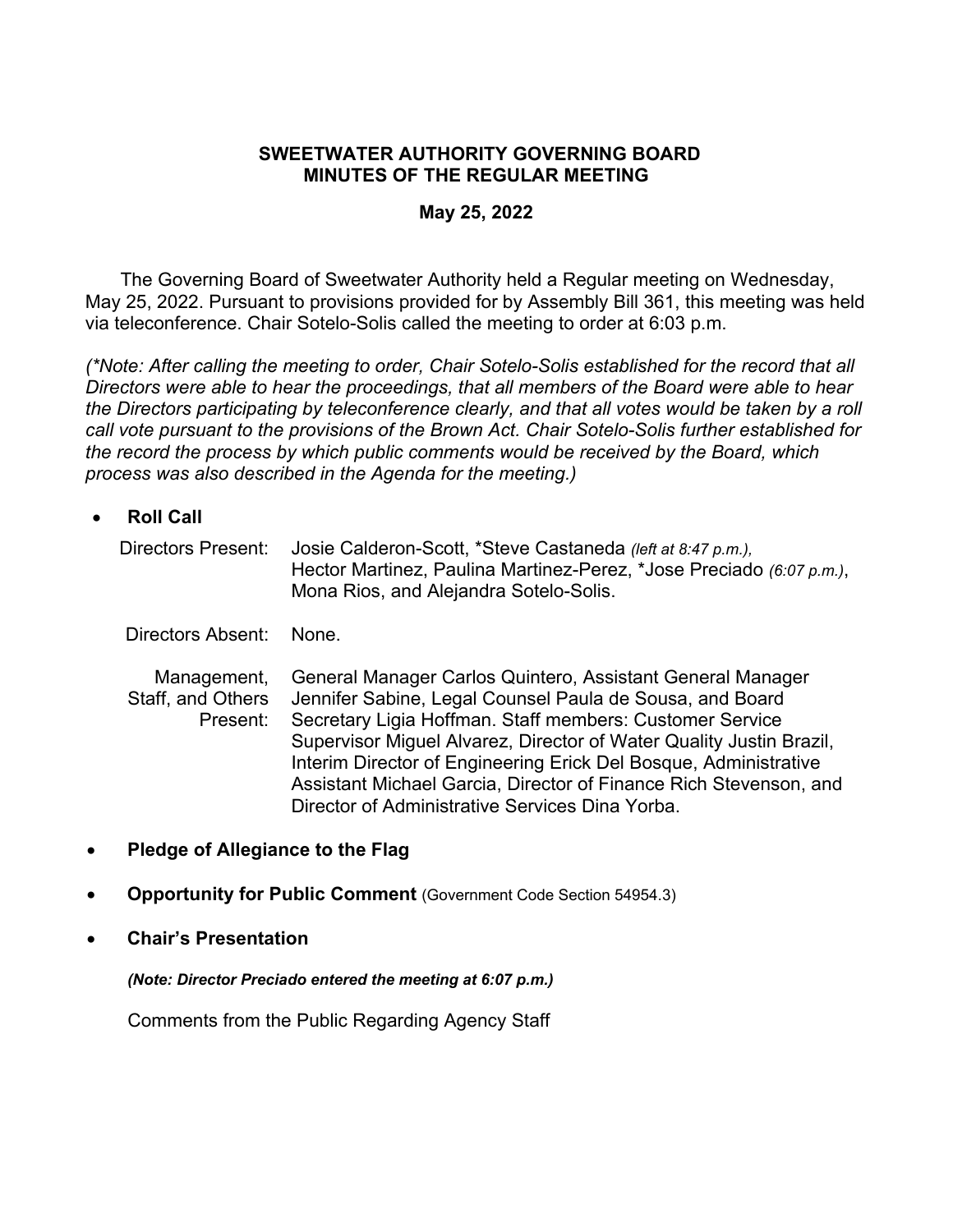**SWEETWATER AUTHORITY GOVERNING BOARD**
**MINUTES OF THE REGULAR MEETING**

**May 25, 2022**

The Governing Board of Sweetwater Authority held a Regular meeting on Wednesday, May 25, 2022. Pursuant to provisions provided for by Assembly Bill 361, this meeting was held via teleconference. Chair Sotelo-Solis called the meeting to order at 6:03 p.m.

*(\*Note: After calling the meeting to order, Chair Sotelo-Solis established for the record that all Directors were able to hear the proceedings, that all members of the Board were able to hear the Directors participating by teleconference clearly, and that all votes would be taken by a roll call vote pursuant to the provisions of the Brown Act. Chair Sotelo-Solis further established for the record the process by which public comments would be received by the Board, which process was also described in the Agenda for the meeting.)*

- **Roll Call**

| | |
|---|---|
| Directors Present: | Josie Calderon-Scott, \*Steve Castaneda *(left at 8:47 p.m.)*, Hector Martinez, Paulina Martinez-Perez, \*Jose Preciado *(6:07 p.m.)*, Mona Rios, and Alejandra Sotelo-Solis. |
| Directors Absent: | None. |
| Management, Staff, and Others Present: | General Manager Carlos Quintero, Assistant General Manager Jennifer Sabine, Legal Counsel Paula de Sousa, and Board Secretary Ligia Hoffman. Staff members: Customer Service Supervisor Miguel Alvarez, Director of Water Quality Justin Brazil, Interim Director of Engineering Erick Del Bosque, Administrative Assistant Michael Garcia, Director of Finance Rich Stevenson, and Director of Administrative Services Dina Yorba. |

- **Pledge of Allegiance to the Flag**

- **Opportunity for Public Comment** (Government Code Section 54954.3)

- **Chair's Presentation**

  ***(Note: Director Preciado entered the meeting at 6:07 p.m.)***

  Comments from the Public Regarding Agency Staff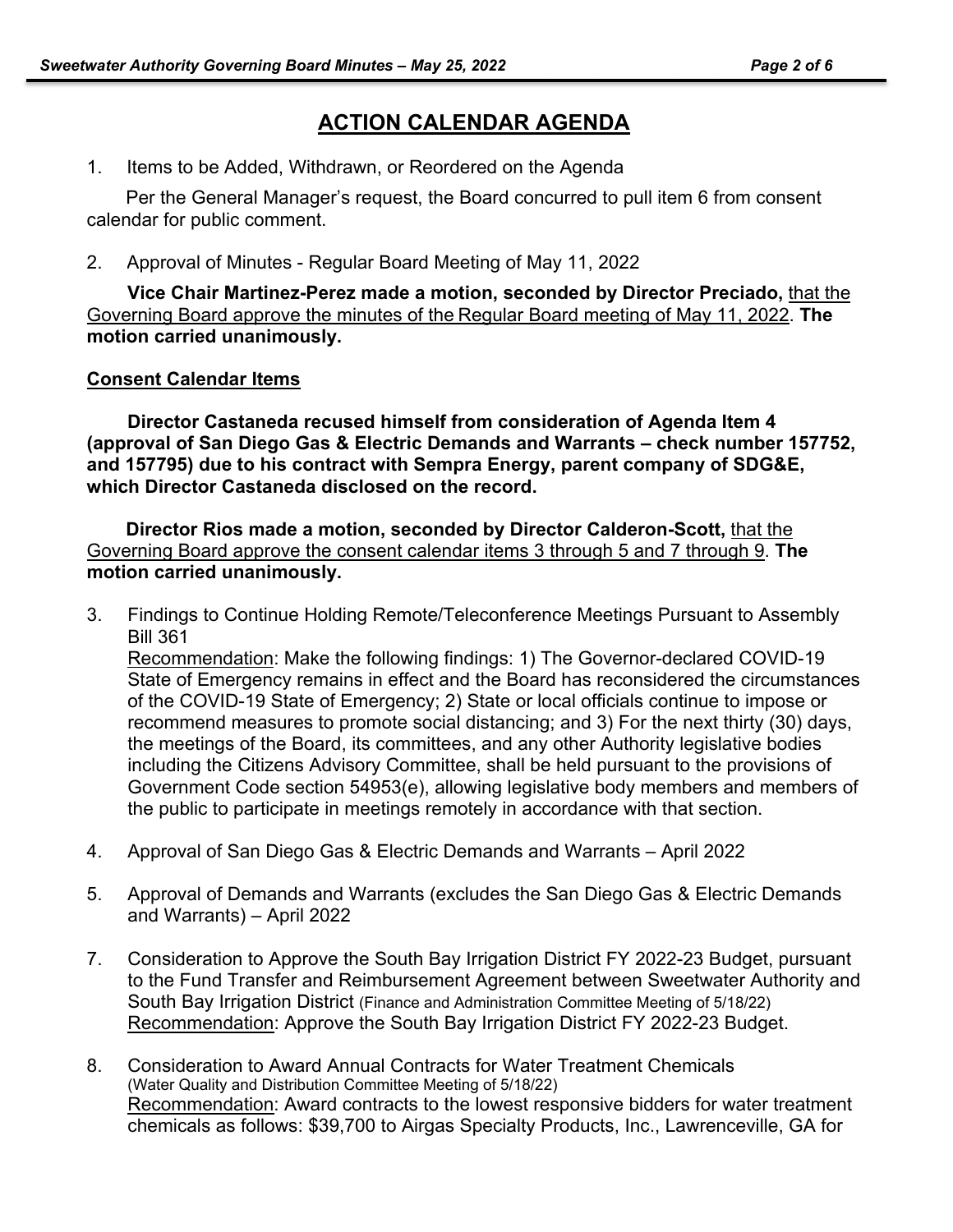## ACTION CALENDAR AGENDA

1. Items to be Added, Withdrawn, or Reordered on the Agenda

   Per the General Manager's request, the Board concurred to pull item 6 from consent calendar for public comment.

2. Approval of Minutes - Regular Board Meeting of May 11, 2022

   **Vice Chair Martinez-Perez made a motion, seconded by Director Preciado,** that the Governing Board approve the minutes of the Regular Board meeting of May 11, 2022. **The motion carried unanimously.**

**Consent Calendar Items**

**Director Castaneda recused himself from consideration of Agenda Item 4 (approval of San Diego Gas & Electric Demands and Warrants – check number 157752, and 157795) due to his contract with Sempra Energy, parent company of SDG&E, which Director Castaneda disclosed on the record.**

**Director Rios made a motion, seconded by Director Calderon-Scott,** that the Governing Board approve the consent calendar items 3 through 5 and 7 through 9. **The motion carried unanimously.**

3. Findings to Continue Holding Remote/Teleconference Meetings Pursuant to Assembly Bill 361
   Recommendation: Make the following findings: 1) The Governor-declared COVID-19 State of Emergency remains in effect and the Board has reconsidered the circumstances of the COVID-19 State of Emergency; 2) State or local officials continue to impose or recommend measures to promote social distancing; and 3) For the next thirty (30) days, the meetings of the Board, its committees, and any other Authority legislative bodies including the Citizens Advisory Committee, shall be held pursuant to the provisions of Government Code section 54953(e), allowing legislative body members and members of the public to participate in meetings remotely in accordance with that section.

4. Approval of San Diego Gas & Electric Demands and Warrants – April 2022

5. Approval of Demands and Warrants (excludes the San Diego Gas & Electric Demands and Warrants) – April 2022

7. Consideration to Approve the South Bay Irrigation District FY 2022-23 Budget, pursuant to the Fund Transfer and Reimbursement Agreement between Sweetwater Authority and South Bay Irrigation District (Finance and Administration Committee Meeting of 5/18/22)
   Recommendation: Approve the South Bay Irrigation District FY 2022-23 Budget.

8. Consideration to Award Annual Contracts for Water Treatment Chemicals (Water Quality and Distribution Committee Meeting of 5/18/22)
   Recommendation: Award contracts to the lowest responsive bidders for water treatment chemicals as follows: $39,700 to Airgas Specialty Products, Inc., Lawrenceville, GA for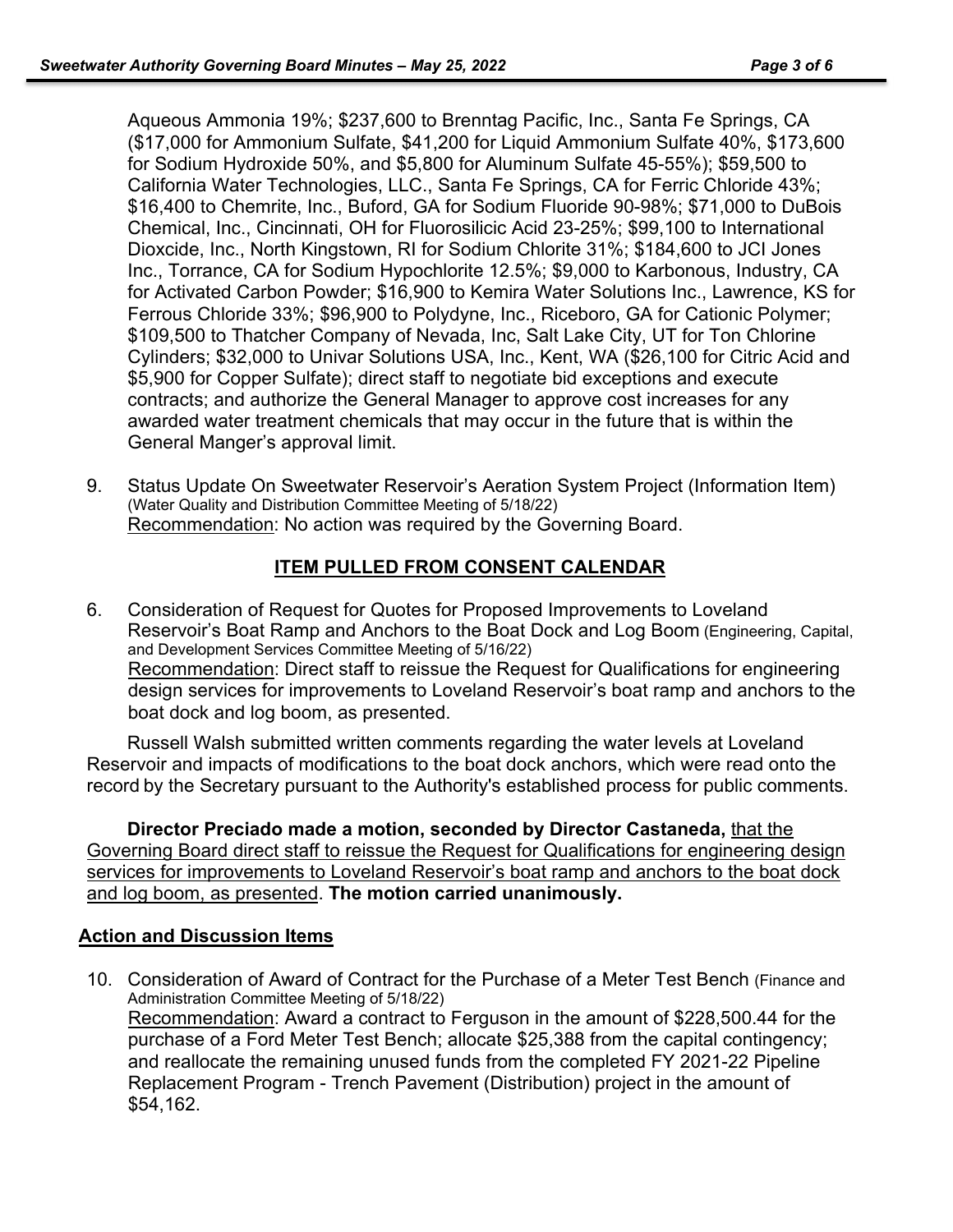Aqueous Ammonia 19%; $237,600 to Brenntag Pacific, Inc., Santa Fe Springs, CA ($17,000 for Ammonium Sulfate, $41,200 for Liquid Ammonium Sulfate 40%, $173,600 for Sodium Hydroxide 50%, and $5,800 for Aluminum Sulfate 45-55%); $59,500 to California Water Technologies, LLC., Santa Fe Springs, CA for Ferric Chloride 43%; $16,400 to Chemrite, Inc., Buford, GA for Sodium Fluoride 90-98%; $71,000 to DuBois Chemical, Inc., Cincinnati, OH for Fluorosilicic Acid 23-25%; $99,100 to International Dioxcide, Inc., North Kingstown, RI for Sodium Chlorite 31%; $184,600 to JCI Jones Inc., Torrance, CA for Sodium Hypochlorite 12.5%; $9,000 to Karbonous, Industry, CA for Activated Carbon Powder; $16,900 to Kemira Water Solutions Inc., Lawrence, KS for Ferrous Chloride 33%; $96,900 to Polydyne, Inc., Riceboro, GA for Cationic Polymer; $109,500 to Thatcher Company of Nevada, Inc, Salt Lake City, UT for Ton Chlorine Cylinders; $32,000 to Univar Solutions USA, Inc., Kent, WA ($26,100 for Citric Acid and $5,900 for Copper Sulfate); direct staff to negotiate bid exceptions and execute contracts; and authorize the General Manager to approve cost increases for any awarded water treatment chemicals that may occur in the future that is within the General Manger's approval limit.

9. Status Update On Sweetwater Reservoir's Aeration System Project (Information Item) (Water Quality and Distribution Committee Meeting of 5/18/22)
   Recommendation: No action was required by the Governing Board.

## ITEM PULLED FROM CONSENT CALENDAR

6. Consideration of Request for Quotes for Proposed Improvements to Loveland Reservoir's Boat Ramp and Anchors to the Boat Dock and Log Boom (Engineering, Capital, and Development Services Committee Meeting of 5/16/22)
   Recommendation: Direct staff to reissue the Request for Qualifications for engineering design services for improvements to Loveland Reservoir's boat ramp and anchors to the boat dock and log boom, as presented.

Russell Walsh submitted written comments regarding the water levels at Loveland Reservoir and impacts of modifications to the boat dock anchors, which were read onto the record by the Secretary pursuant to the Authority's established process for public comments.

**Director Preciado made a motion, seconded by Director Castaneda,** that the Governing Board direct staff to reissue the Request for Qualifications for engineering design services for improvements to Loveland Reservoir's boat ramp and anchors to the boat dock and log boom, as presented. **The motion carried unanimously.**

## Action and Discussion Items

10. Consideration of Award of Contract for the Purchase of a Meter Test Bench (Finance and Administration Committee Meeting of 5/18/22)
    Recommendation: Award a contract to Ferguson in the amount of $228,500.44 for the purchase of a Ford Meter Test Bench; allocate $25,388 from the capital contingency; and reallocate the remaining unused funds from the completed FY 2021-22 Pipeline Replacement Program - Trench Pavement (Distribution) project in the amount of $54,162.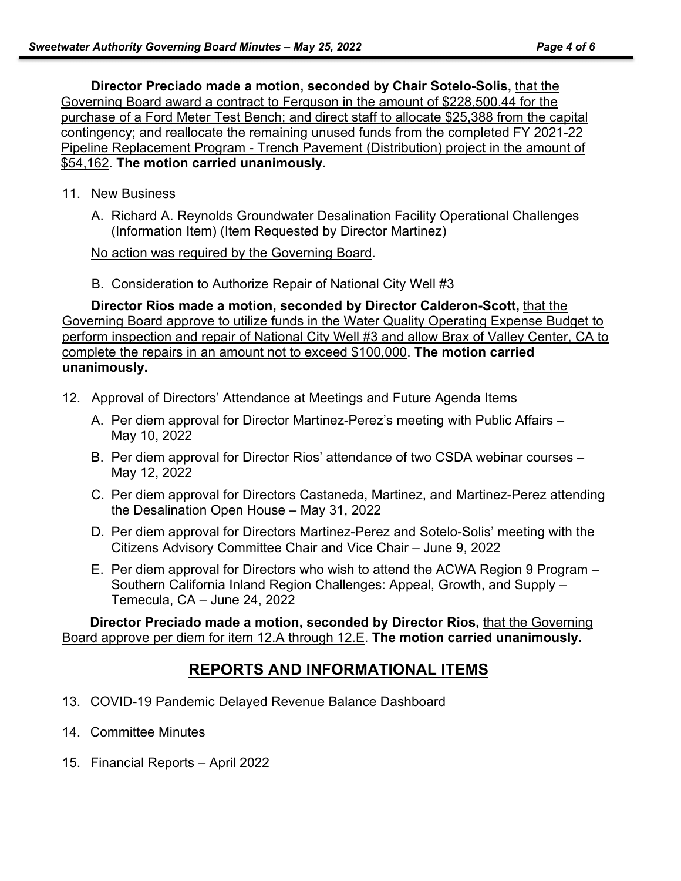**Director Preciado made a motion, seconded by Chair Sotelo-Solis,** that the Governing Board award a contract to Ferguson in the amount of $228,500.44 for the purchase of a Ford Meter Test Bench; and direct staff to allocate $25,388 from the capital contingency; and reallocate the remaining unused funds from the completed FY 2021-22 Pipeline Replacement Program - Trench Pavement (Distribution) project in the amount of $54,162. **The motion carried unanimously.**

11. New Business

    A. Richard A. Reynolds Groundwater Desalination Facility Operational Challenges (Information Item) (Item Requested by Director Martinez)

    No action was required by the Governing Board.

    B. Consideration to Authorize Repair of National City Well #3

**Director Rios made a motion, seconded by Director Calderon-Scott,** that the Governing Board approve to utilize funds in the Water Quality Operating Expense Budget to perform inspection and repair of National City Well #3 and allow Brax of Valley Center, CA to complete the repairs in an amount not to exceed $100,000. **The motion carried unanimously.**

12. Approval of Directors' Attendance at Meetings and Future Agenda Items

    A. Per diem approval for Director Martinez-Perez's meeting with Public Affairs – May 10, 2022
    B. Per diem approval for Director Rios' attendance of two CSDA webinar courses – May 12, 2022
    C. Per diem approval for Directors Castaneda, Martinez, and Martinez-Perez attending the Desalination Open House – May 31, 2022
    D. Per diem approval for Directors Martinez-Perez and Sotelo-Solis' meeting with the Citizens Advisory Committee Chair and Vice Chair – June 9, 2022
    E. Per diem approval for Directors who wish to attend the ACWA Region 9 Program – Southern California Inland Region Challenges: Appeal, Growth, and Supply – Temecula, CA – June 24, 2022

**Director Preciado made a motion, seconded by Director Rios,** that the Governing Board approve per diem for item 12.A through 12.E. **The motion carried unanimously.**

## REPORTS AND INFORMATIONAL ITEMS

13. COVID-19 Pandemic Delayed Revenue Balance Dashboard

14. Committee Minutes

15. Financial Reports – April 2022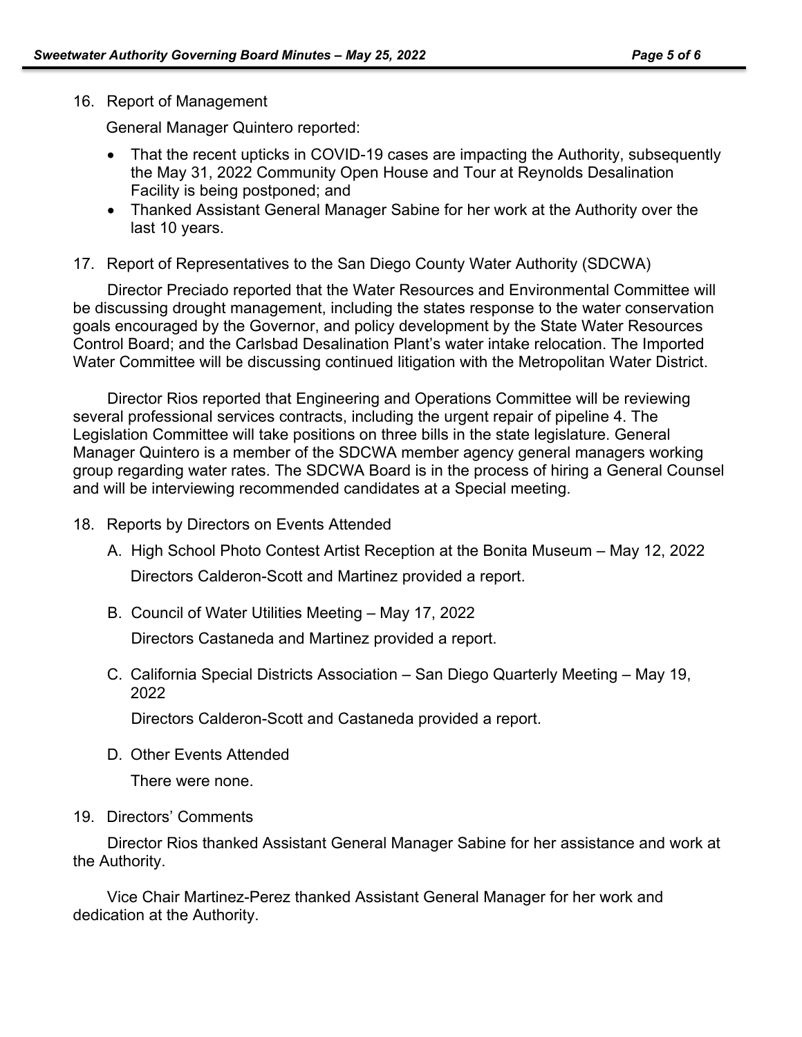16. Report of Management

    General Manager Quintero reported:

    - That the recent upticks in COVID-19 cases are impacting the Authority, subsequently the May 31, 2022 Community Open House and Tour at Reynolds Desalination Facility is being postponed; and
    - Thanked Assistant General Manager Sabine for her work at the Authority over the last 10 years.

17. Report of Representatives to the San Diego County Water Authority (SDCWA)

Director Preciado reported that the Water Resources and Environmental Committee will be discussing drought management, including the states response to the water conservation goals encouraged by the Governor, and policy development by the State Water Resources Control Board; and the Carlsbad Desalination Plant's water intake relocation. The Imported Water Committee will be discussing continued litigation with the Metropolitan Water District.

Director Rios reported that Engineering and Operations Committee will be reviewing several professional services contracts, including the urgent repair of pipeline 4. The Legislation Committee will take positions on three bills in the state legislature. General Manager Quintero is a member of the SDCWA member agency general managers working group regarding water rates. The SDCWA Board is in the process of hiring a General Counsel and will be interviewing recommended candidates at a Special meeting.

18. Reports by Directors on Events Attended

    A. High School Photo Contest Artist Reception at the Bonita Museum – May 12, 2022

       Directors Calderon-Scott and Martinez provided a report.

    B. Council of Water Utilities Meeting – May 17, 2022

       Directors Castaneda and Martinez provided a report.

    C. California Special Districts Association – San Diego Quarterly Meeting – May 19, 2022

       Directors Calderon-Scott and Castaneda provided a report.

    D. Other Events Attended

       There were none.

19. Directors' Comments

Director Rios thanked Assistant General Manager Sabine for her assistance and work at the Authority.

Vice Chair Martinez-Perez thanked Assistant General Manager for her work and dedication at the Authority.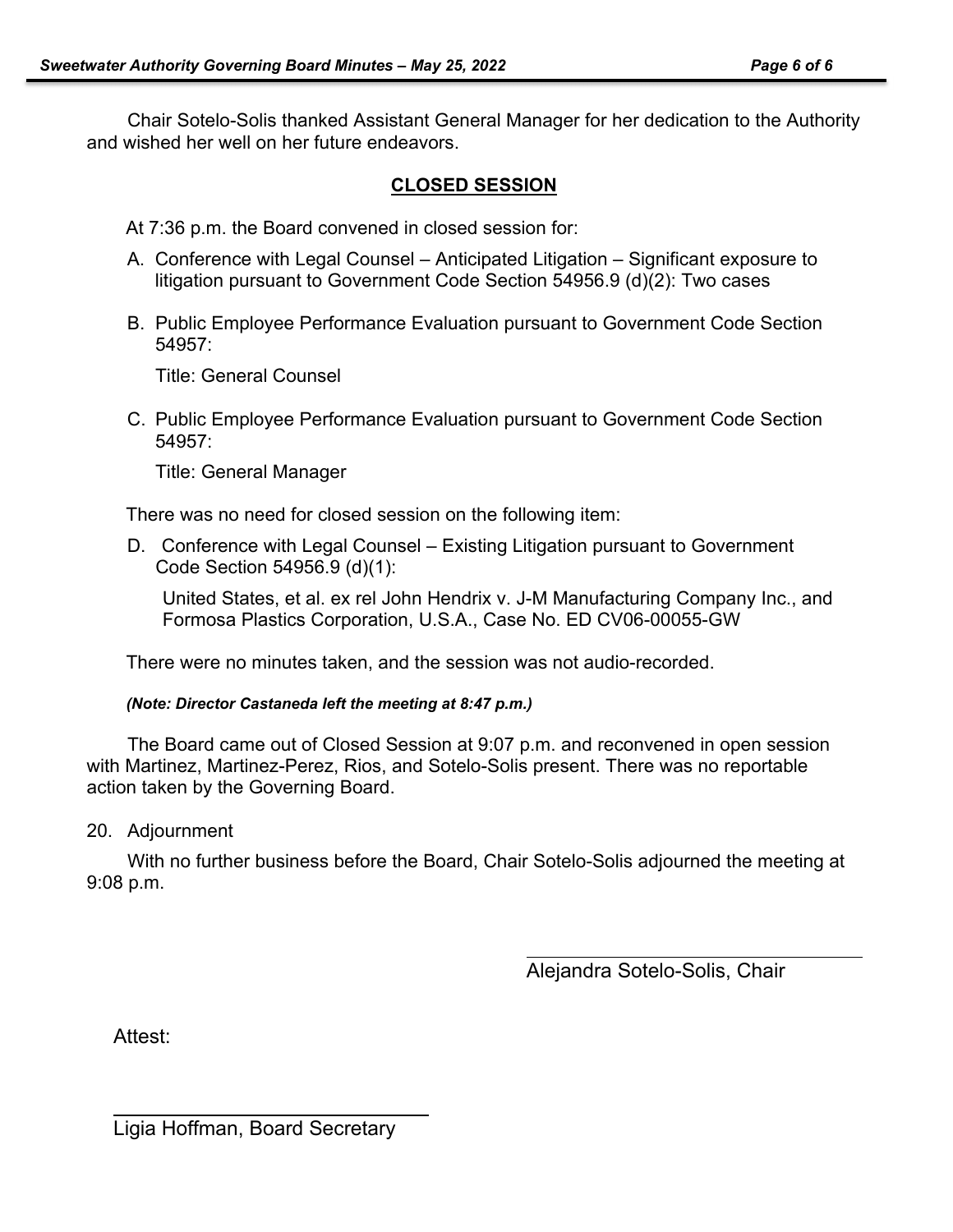Chair Sotelo-Solis thanked Assistant General Manager for her dedication to the Authority and wished her well on her future endeavors.

## CLOSED SESSION

At 7:36 p.m. the Board convened in closed session for:

A. Conference with Legal Counsel – Anticipated Litigation – Significant exposure to litigation pursuant to Government Code Section 54956.9 (d)(2): Two cases

B. Public Employee Performance Evaluation pursuant to Government Code Section 54957:

   Title: General Counsel

C. Public Employee Performance Evaluation pursuant to Government Code Section 54957:

   Title: General Manager

There was no need for closed session on the following item:

D. Conference with Legal Counsel – Existing Litigation pursuant to Government Code Section 54956.9 (d)(1):

   United States, et al. ex rel John Hendrix v. J-M Manufacturing Company Inc., and Formosa Plastics Corporation, U.S.A., Case No. ED CV06-00055-GW

There were no minutes taken, and the session was not audio-recorded.

***(Note: Director Castaneda left the meeting at 8:47 p.m.)***

The Board came out of Closed Session at 9:07 p.m. and reconvened in open session with Martinez, Martinez-Perez, Rios, and Sotelo-Solis present. There was no reportable action taken by the Governing Board.

20. Adjournment

With no further business before the Board, Chair Sotelo-Solis adjourned the meeting at 9:08 p.m.

Alejandra Sotelo-Solis, Chair

Attest:

Ligia Hoffman, Board Secretary